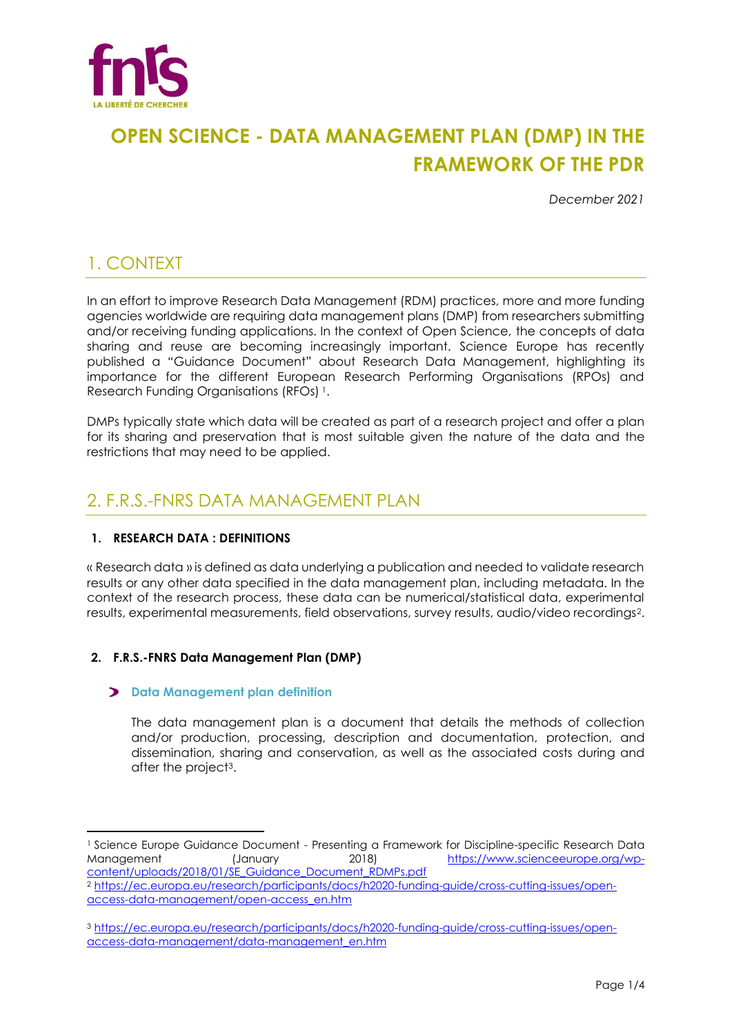# OPEN SCIENCE - DATA MANAGEMENT PLAN (DMP) IN THE FRAMEWORK OF THE PDR

*December 2021*

## 1. CONTEXT

In an effort to improve Research Data Management (RDM) practices, more and more funding agencies worldwide are requiring data management plans (DMP) from researchers submitting and/or receiving funding applications. In the context of Open Science, the concepts of data sharing and reuse are becoming increasingly important. Science Europe has recently published a "Guidance Document" about Research Data Management, highlighting its importance for the different European Research Performing Organisations (RPOs) and Research Funding Organisations (RFOs) [1].

DMPs typically state which data will be created as part of a research project and offer a plan for its sharing and preservation that is most suitable given the nature of the data and the restrictions that may need to be applied.

## 2. F.R.S.-FNRS DATA MANAGEMENT PLAN

### 1. RESEARCH DATA : DEFINITIONS

« Research data » is defined as data underlying a publication and needed to validate research results or any other data specified in the data management plan, including metadata. In the context of the research process, these data can be numerical/statistical data, experimental results, experimental measurements, field observations, survey results, audio/video recordings[2].

### 2. F.R.S.-FNRS Data Management Plan (DMP)

#### Data Management plan definition

The data management plan is a document that details the methods of collection and/or production, processing, description and documentation, protection, and dissemination, sharing and conservation, as well as the associated costs during and after the project[3].

---

[1] Science Europe Guidance Document - Presenting a Framework for Discipline-specific Research Data Management (January 2018) https://www.scienceeurope.org/wp-content/uploads/2018/01/SE_Guidance_Document_RDMPs.pdf

[2] https://ec.europa.eu/research/participants/docs/h2020-funding-guide/cross-cutting-issues/open-access-data-management/open-access_en.htm

[3] https://ec.europa.eu/research/participants/docs/h2020-funding-guide/cross-cutting-issues/open-access-data-management/data-management_en.htm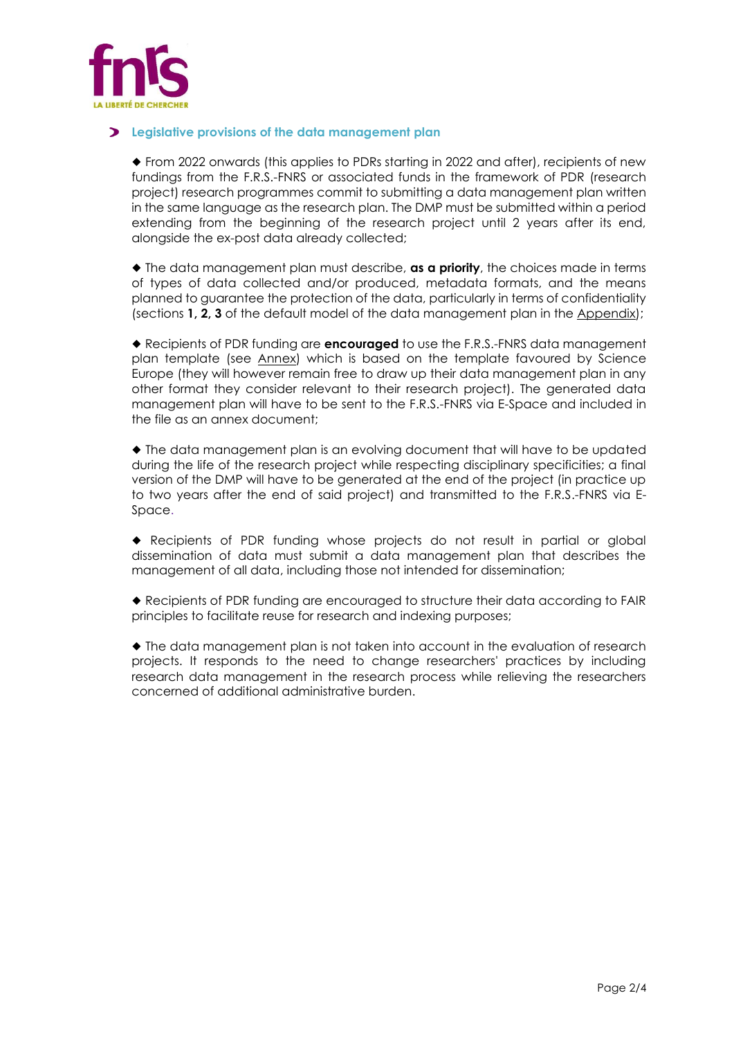## Legislative provisions of the data management plan

◆ From 2022 onwards (this applies to PDRs starting in 2022 and after), recipients of new fundings from the F.R.S.-FNRS or associated funds in the framework of PDR (research project) research programmes commit to submitting a data management plan written in the same language as the research plan. The DMP must be submitted within a period extending from the beginning of the research project until 2 years after its end, alongside the ex-post data already collected;

◆ The data management plan must describe, **as a priority**, the choices made in terms of types of data collected and/or produced, metadata formats, and the means planned to guarantee the protection of the data, particularly in terms of confidentiality (sections **1, 2, 3** of the default model of the data management plan in the Appendix);

◆ Recipients of PDR funding are **encouraged** to use the F.R.S.-FNRS data management plan template (see Annex) which is based on the template favoured by Science Europe (they will however remain free to draw up their data management plan in any other format they consider relevant to their research project). The generated data management plan will have to be sent to the F.R.S.-FNRS via E-Space and included in the file as an annex document;

◆ The data management plan is an evolving document that will have to be updated during the life of the research project while respecting disciplinary specificities; a final version of the DMP will have to be generated at the end of the project (in practice up to two years after the end of said project) and transmitted to the F.R.S.-FNRS via E-Space.

◆ Recipients of PDR funding whose projects do not result in partial or global dissemination of data must submit a data management plan that describes the management of all data, including those not intended for dissemination;

◆ Recipients of PDR funding are encouraged to structure their data according to FAIR principles to facilitate reuse for research and indexing purposes;

◆ The data management plan is not taken into account in the evaluation of research projects. It responds to the need to change researchers' practices by including research data management in the research process while relieving the researchers concerned of additional administrative burden.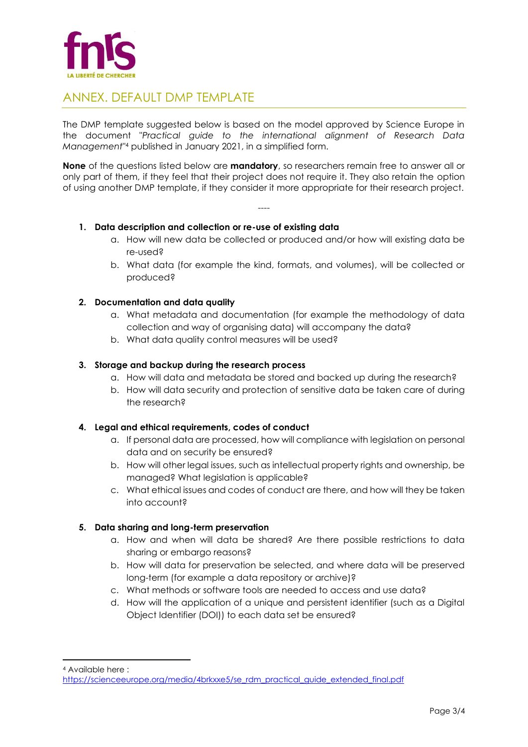# ANNEX. DEFAULT DMP TEMPLATE

The DMP template suggested below is based on the model approved by Science Europe in the document "*Practical guide to the international alignment of Research Data Management*"[4] published in January 2021, in a simplified form.

**None** of the questions listed below are **mandatory**, so researchers remain free to answer all or only part of them, if they feel that their project does not require it. They also retain the option of using another DMP template, if they consider it more appropriate for their research project.

----

1. **Data description and collection or re-use of existing data**
    a. How will new data be collected or produced and/or how will existing data be re-used?
    b. What data (for example the kind, formats, and volumes), will be collected or produced?

2. **Documentation and data quality**
    a. What metadata and documentation (for example the methodology of data collection and way of organising data) will accompany the data?
    b. What data quality control measures will be used?

3. **Storage and backup during the research process**
    a. How will data and metadata be stored and backed up during the research?
    b. How will data security and protection of sensitive data be taken care of during the research?

4. **Legal and ethical requirements, codes of conduct**
    a. If personal data are processed, how will compliance with legislation on personal data and on security be ensured?
    b. How will other legal issues, such as intellectual property rights and ownership, be managed? What legislation is applicable?
    c. What ethical issues and codes of conduct are there, and how will they be taken into account?

5. **Data sharing and long-term preservation**
    a. How and when will data be shared? Are there possible restrictions to data sharing or embargo reasons?
    b. How will data for preservation be selected, and where data will be preserved long-term (for example a data repository or archive)?
    c. What methods or software tools are needed to access and use data?
    d. How will the application of a unique and persistent identifier (such as a Digital Object Identifier (DOI)) to each data set be ensured?

---

[4] Available here : https://scienceeurope.org/media/4brkxxe5/se_rdm_practical_guide_extended_final.pdf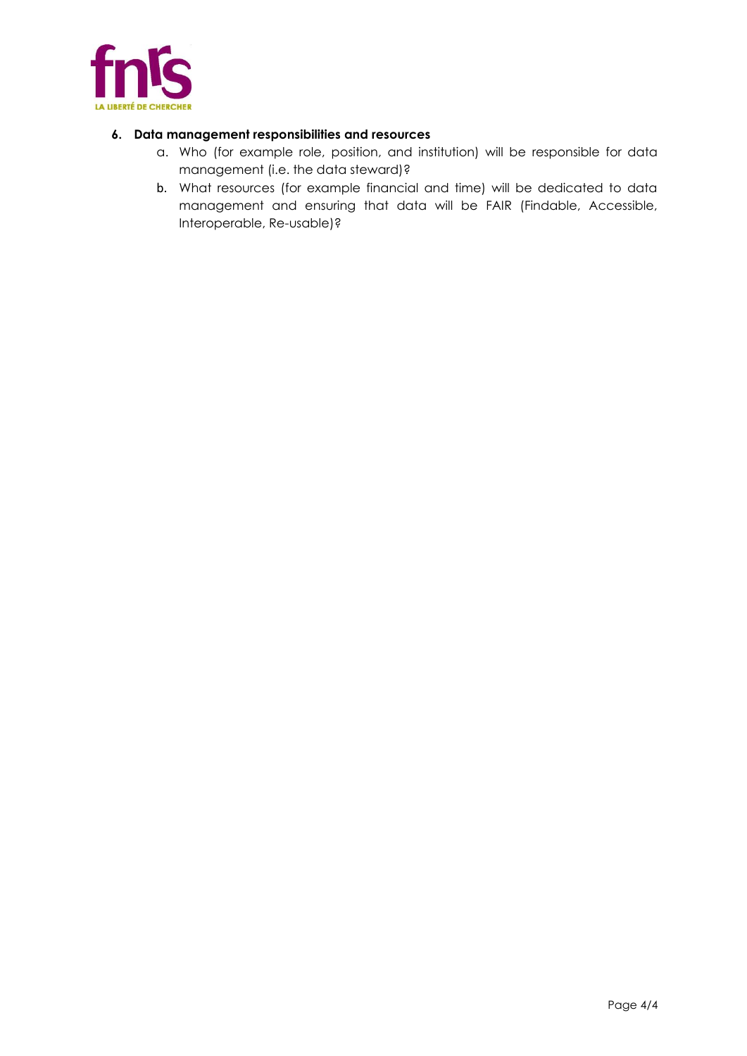6. **Data management responsibilities and resources**
   a. Who (for example role, position, and institution) will be responsible for data management (i.e. the data steward)?
   b. What resources (for example financial and time) will be dedicated to data management and ensuring that data will be FAIR (Findable, Accessible, Interoperable, Re-usable)?